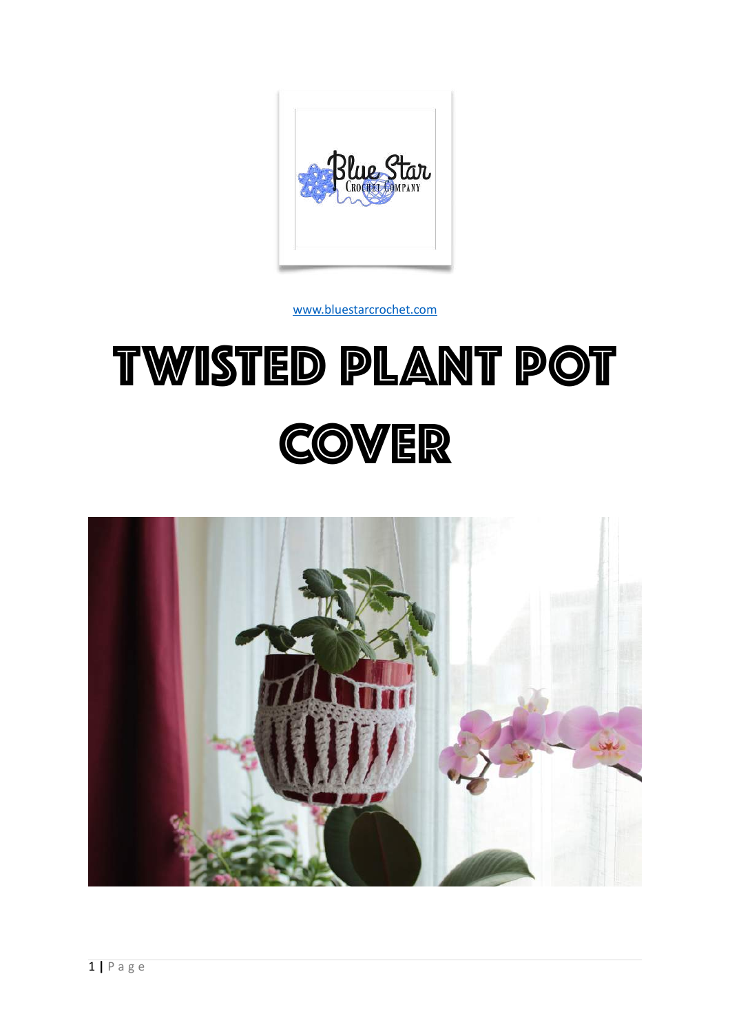[www.bluestarcrochet.com](http://www.bluestarcrochet.com)

# Twisted Plant Pot Cover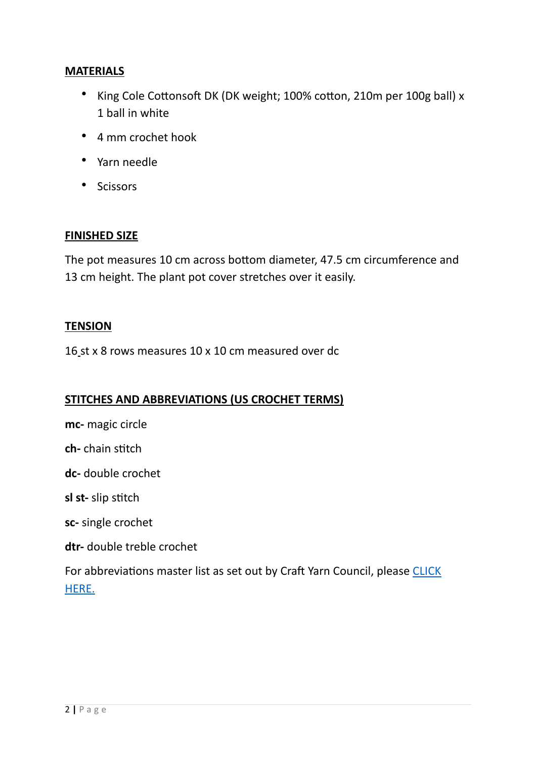## MATERIALS

- King Cole Cottonsoft DK (DK weight; 100% cotton, 210m per 100g ball) x 1 ball in white
- 4 mm crochet hook
- Yarn needle
- Scissors

## FINISHED SIZE

The pot measures 10 cm across bottom diameter, 47.5 cm circumference and 13 cm height. The plant pot cover stretches over it easily.

## TENSION

16 st x 8 rows measures 10 x 10 cm measured over dc

## STITCHES AND ABBREVIATIONS (US CROCHET TERMS)

**mc-** magic circle

**ch-** chain stitch

**dc-** double crochet

**sl st-** slip stitch

**sc-** single crochet

**dtr-** double treble crochet

For abbreviations master list as set out by Craft Yarn Council, please CLICK HERE.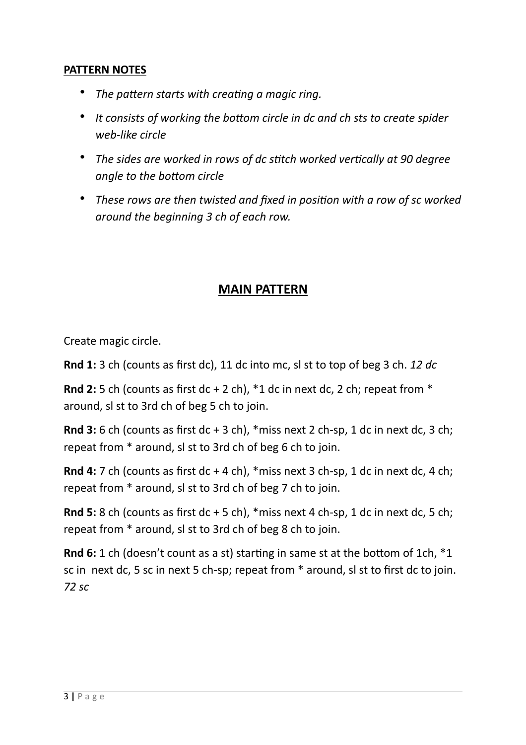**PATTERN NOTES**

- *The pattern starts with creating a magic ring.*
- *It consists of working the bottom circle in dc and ch sts to create spider web-like circle*
- *The sides are worked in rows of dc stitch worked vertically at 90 degree angle to the bottom circle*
- *These rows are then twisted and fixed in position with a row of sc worked around the beginning 3 ch of each row.*

## MAIN PATTERN

Create magic circle.

**Rnd 1:** 3 ch (counts as first dc), 11 dc into mc, sl st to top of beg 3 ch. *12 dc*

**Rnd 2:** 5 ch (counts as first dc + 2 ch), *1 dc in next dc, 2 ch; repeat from * around, sl st to 3rd ch of beg 5 ch to join.

**Rnd 3:** 6 ch (counts as first dc + 3 ch), *miss next 2 ch-sp, 1 dc in next dc, 3 ch; repeat from * around, sl st to 3rd ch of beg 6 ch to join.

**Rnd 4:** 7 ch (counts as first dc + 4 ch), *miss next 3 ch-sp, 1 dc in next dc, 4 ch; repeat from * around, sl st to 3rd ch of beg 7 ch to join.

**Rnd 5:** 8 ch (counts as first dc + 5 ch), *miss next 4 ch-sp, 1 dc in next dc, 5 ch; repeat from * around, sl st to 3rd ch of beg 8 ch to join.

**Rnd 6:** 1 ch (doesn't count as a st) starting in same st at the bottom of 1ch, *1 sc in next dc, 5 sc in next 5 ch-sp; repeat from * around, sl st to first dc to join. *72 sc*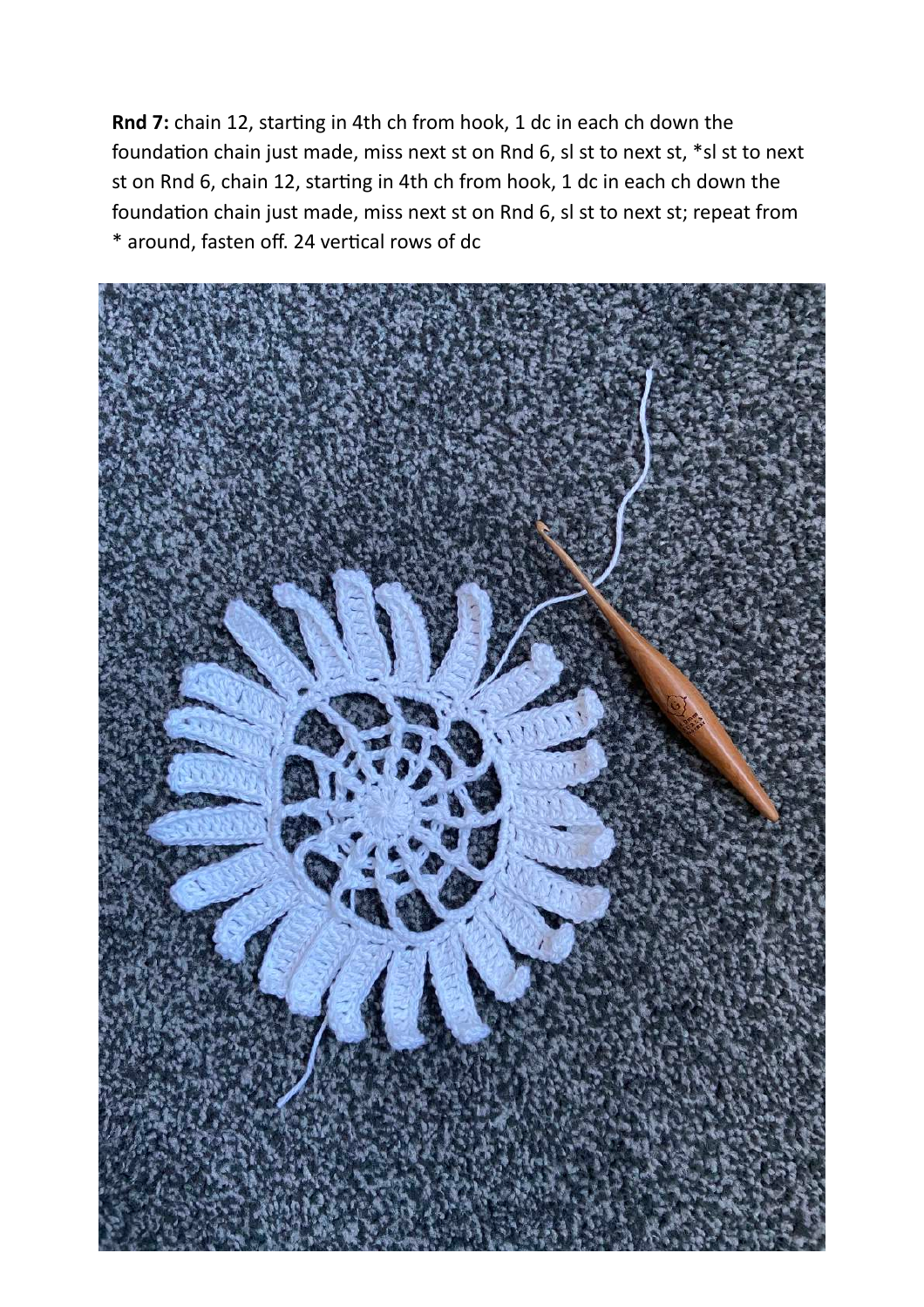**Rnd 7:** chain 12, starting in 4th ch from hook, 1 dc in each ch down the foundation chain just made, miss next st on Rnd 6, sl st to next st, *sl st to next st on Rnd 6, chain 12, starting in 4th ch from hook, 1 dc in each ch down the foundation chain just made, miss next st on Rnd 6, sl st to next st; repeat from * around, fasten off. 24 vertical rows of dc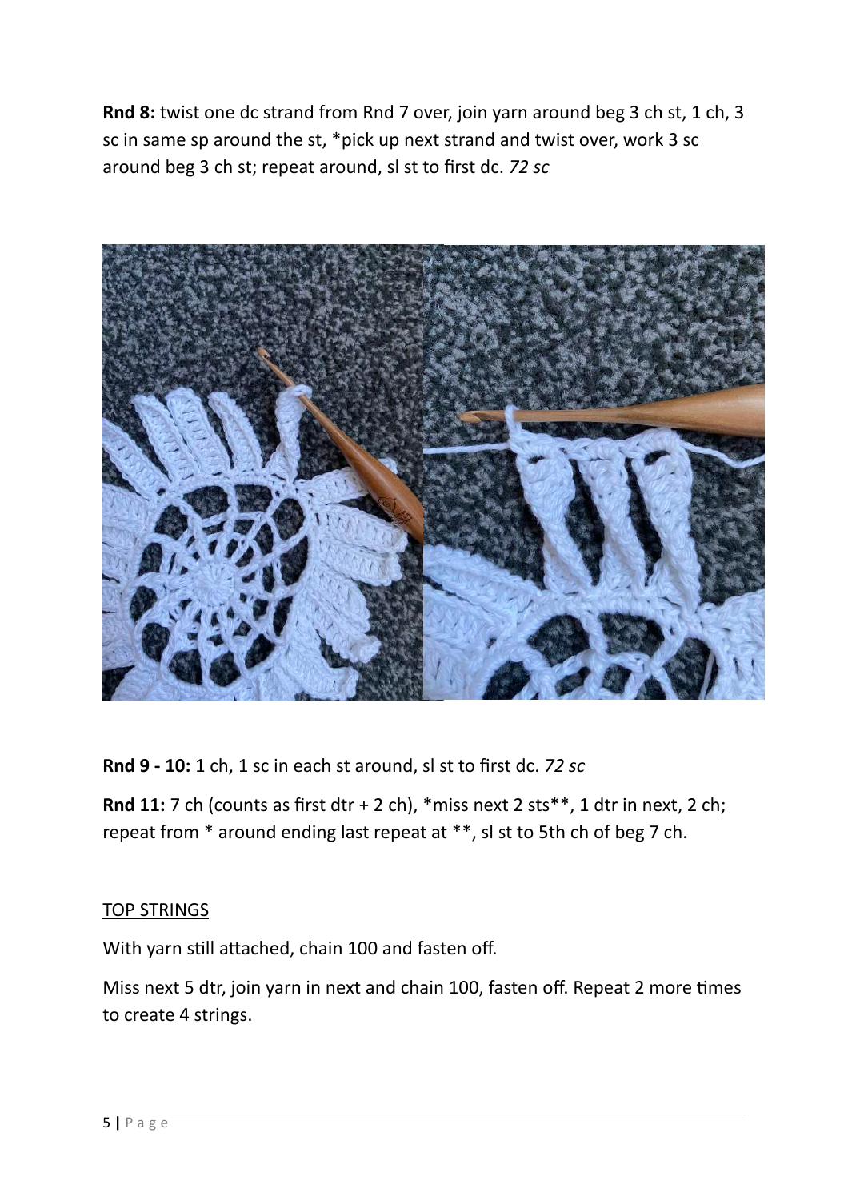**Rnd 8:** twist one dc strand from Rnd 7 over, join yarn around beg 3 ch st, 1 ch, 3 sc in same sp around the st, *pick up next strand and twist over, work 3 sc around beg 3 ch st; repeat around, sl st to first dc. *72 sc*

**Rnd 9 - 10:** 1 ch, 1 sc in each st around, sl st to first dc. *72 sc*

**Rnd 11:** 7 ch (counts as first dtr + 2 ch), *miss next 2 sts**, 1 dtr in next, 2 ch; repeat from * around ending last repeat at **, sl st to 5th ch of beg 7 ch.

<u>TOP STRINGS</u>

With yarn still attached, chain 100 and fasten off.

Miss next 5 dtr, join yarn in next and chain 100, fasten off. Repeat 2 more times to create 4 strings.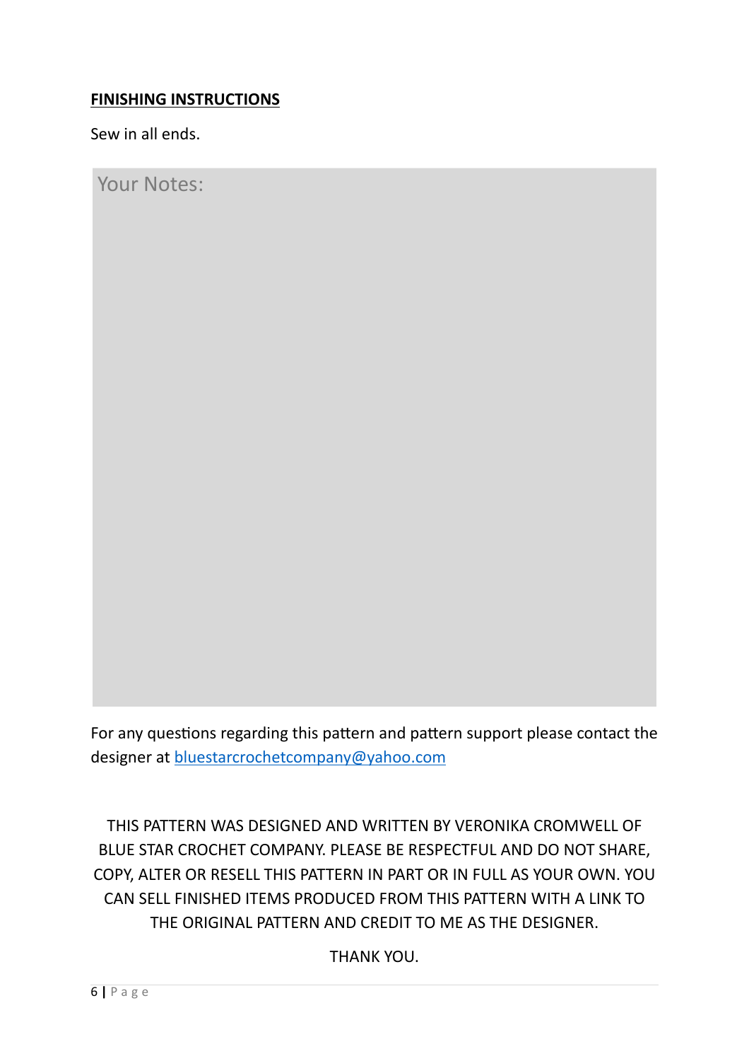**FINISHING INSTRUCTIONS**

Sew in all ends.

Your Notes:

For any questions regarding this pattern and pattern support please contact the designer at bluestarcrochetcompany@yahoo.com

THIS PATTERN WAS DESIGNED AND WRITTEN BY VERONIKA CROMWELL OF BLUE STAR CROCHET COMPANY. PLEASE BE RESPECTFUL AND DO NOT SHARE, COPY, ALTER OR RESELL THIS PATTERN IN PART OR IN FULL AS YOUR OWN. YOU CAN SELL FINISHED ITEMS PRODUCED FROM THIS PATTERN WITH A LINK TO THE ORIGINAL PATTERN AND CREDIT TO ME AS THE DESIGNER.

THANK YOU.